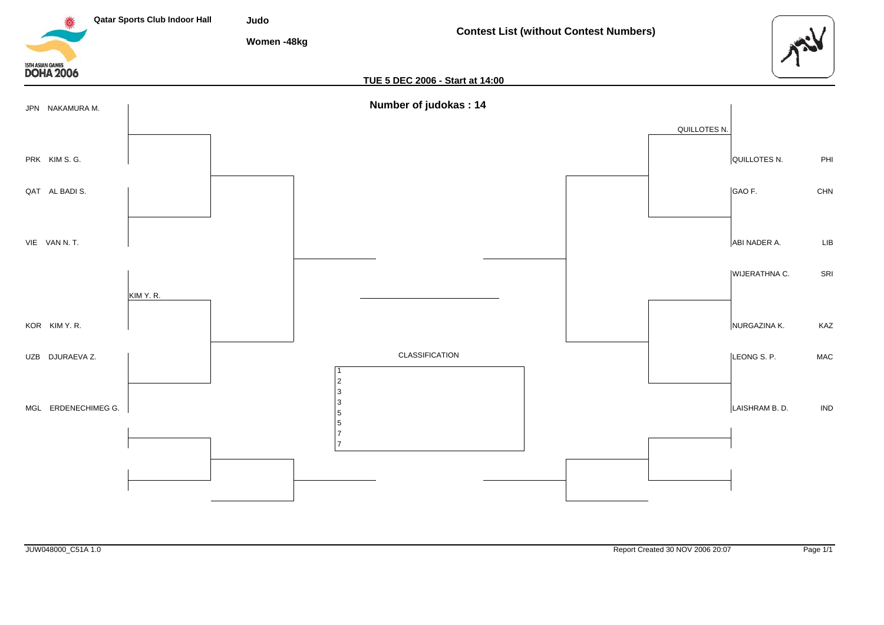Qatar Sports Club Indoor Hall

**Judo**

**Women -48kg**

**Contest List (without Contest Numbers)**

15TH ASIAN GAMES DOHA 2006

**TUE 5 DEC 2006 - Start at 14:00**

**Number of judokas : 14**

| Left pool | |
|---|---|
| JPN | NAKAMURA M. |
| PRK | KIM S. G. |
| QAT | AL BADI S. |
| VIE | VAN N. T. |
| | KIM Y. R. (bye) |
| KOR | KIM Y. R. |
| UZB | DJURAEVA Z. |
| MGL | ERDENECHIMEG G. |

| Right pool | |
|---|---|
| QUILLOTES N. (bye) | |
| QUILLOTES N. | PHI |
| GAO F. | CHN |
| ABI NADER A. | LIB |
| WIJERATHNA C. | SRI |
| NURGAZINA K. | KAZ |
| LEONG S. P. | MAC |
| LAISHRAM B. D. | IND |

CLASSIFICATION

| Rank | Name |
|---|---|
| 1 | |
| 2 | |
| 3 | |
| 3 | |
| 5 | |
| 5 | |
| 7 | |
| 7 | |

JUW048000_C51A 1.0

Report Created 30 NOV 2006 20:07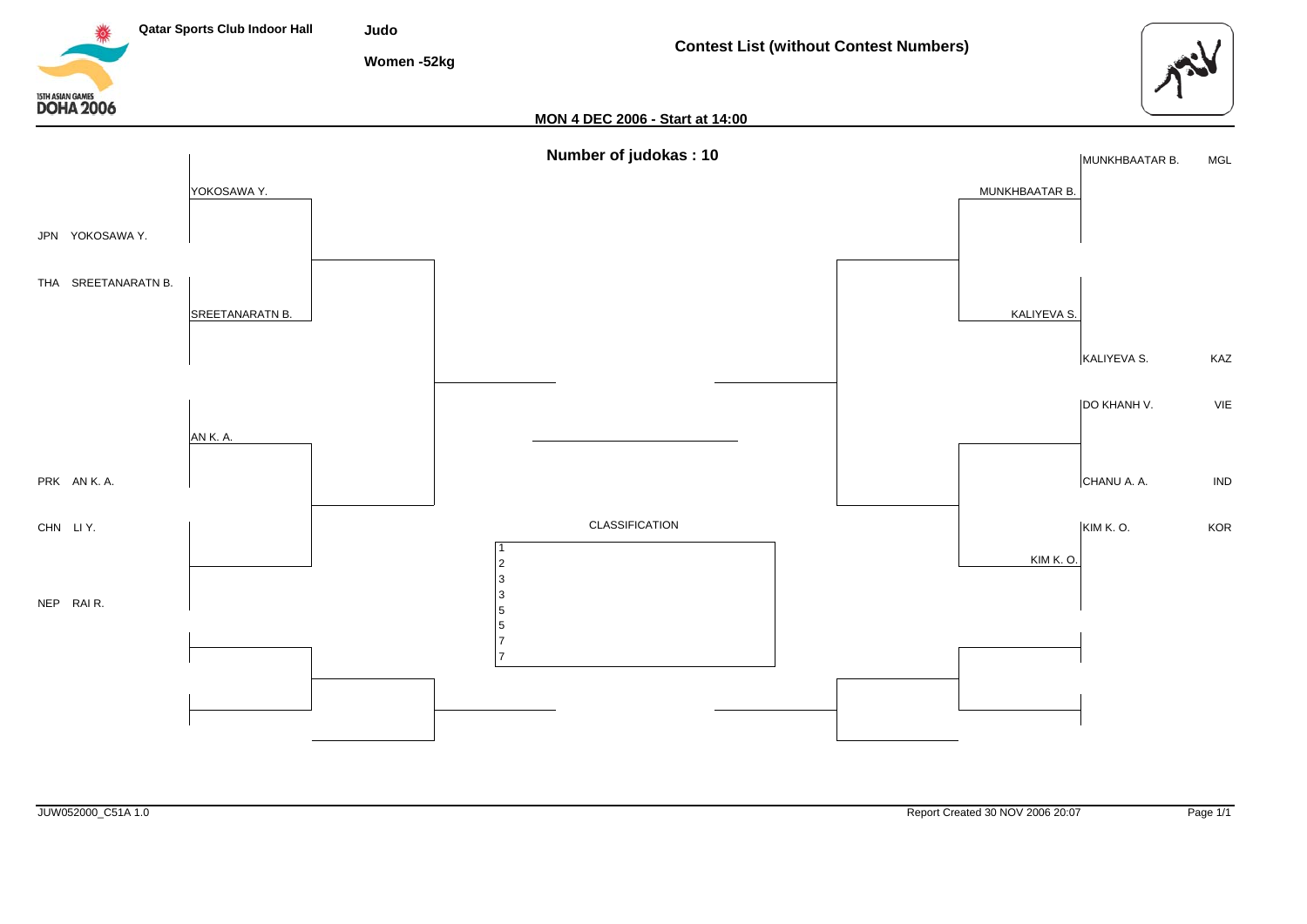Qatar Sports Club Indoor Hall

**Judo**

**Women -52kg**

**Contest List (without Contest Numbers)**

**MON 4 DEC 2006 - Start at 14:00**

**Number of judokas : 10**

**Left side of bracket (first-round competitors):**

- JPN YOKOSAWA Y.
- THA SREETANARATN B.
- PRK AN K. A.
- CHN LI Y.
- NEP RAI R.

**Right side of bracket (first-round competitors):**

- MUNKHBAATAR B. MGL
- KALIYEVA S. KAZ
- DO KHANH V. VIE
- CHANU A. A. IND
- KIM K. O. KOR

**Second-round entries (left):** YOKOSAWA Y., SREETANARATN B., AN K. A.

**Second-round entries (right):** MUNKHBAATAR B., KALIYEVA S., KIM K. O.

CLASSIFICATION

| Rank | Name |
|---|---|
| 1 | |
| 2 | |
| 3 | |
| 3 | |
| 5 | |
| 5 | |
| 7 | |
| 7 | |

JUW052000_C51A 1.0

Report Created 30 NOV 2006 20:07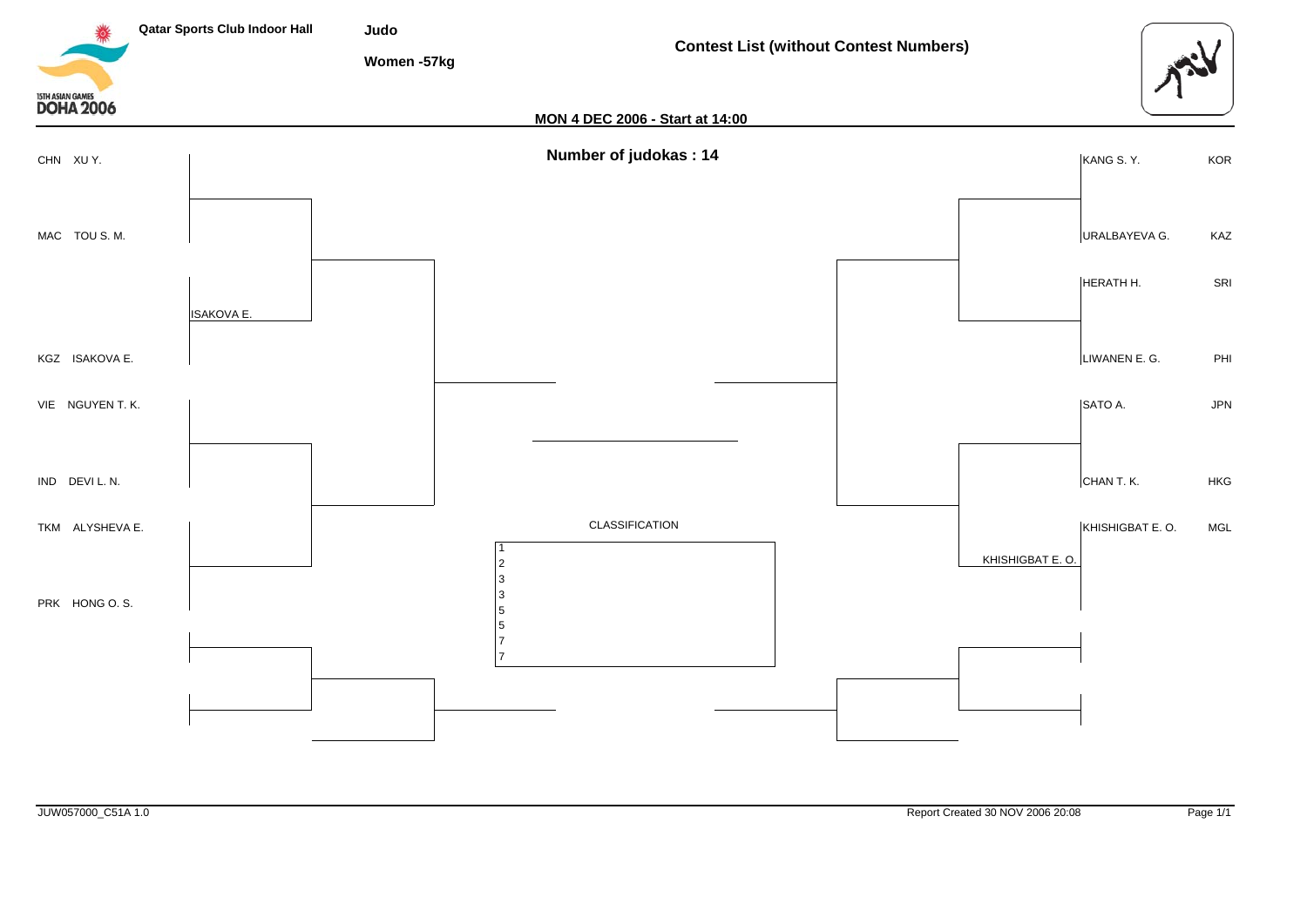Qatar Sports Club Indoor Hall

**Judo**

**Women -57kg**

**Contest List (without Contest Numbers)**

**MON 4 DEC 2006 - Start at 14:00**

**Number of judokas : 14**

| Left Pool | | Right Pool | |
|---|---|---|---|
| CHN | XU Y. | KANG S. Y. | KOR |
| MAC | TOU S. M. | URALBAYEVA G. | KAZ |
| | ISAKOVA E. | HERATH H. | SRI |
| KGZ | ISAKOVA E. | LIWANEN E. G. | PHI |
| VIE | NGUYEN T. K. | SATO A. | JPN |
| IND | DEVI L. N. | CHAN T. K. | HKG |
| TKM | ALYSHEVA E. | KHISHIGBAT E. O. | MGL |
| PRK | HONG O. S. | KHISHIGBAT E. O. | |

CLASSIFICATION

| Rank | Name |
|---|---|
| 1 | |
| 2 | |
| 3 | |
| 3 | |
| 5 | |
| 5 | |
| 7 | |
| 7 | |

JUW057000_C51A 1.0

Report Created 30 NOV 2006 20:08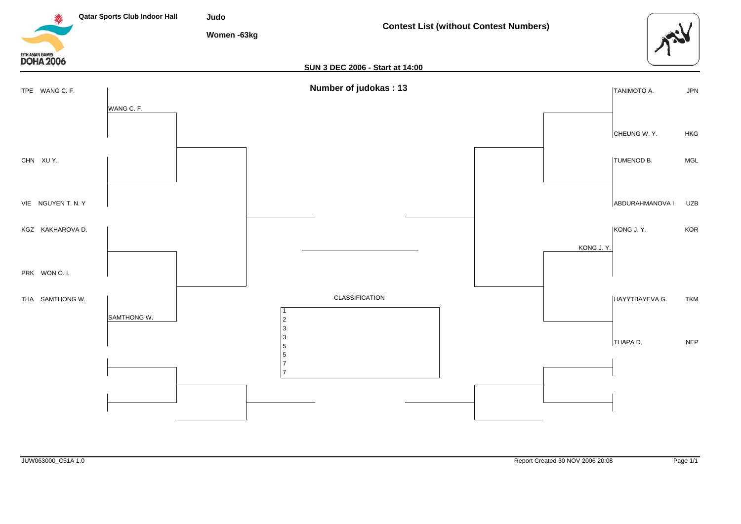Qatar Sports Club Indoor Hall

**Judo**

**Women -63kg**

**Contest List (without Contest Numbers)**

**SUN 3 DEC 2006 - Start at 14:00**

**Number of judokas : 13**

| Pool A (left) | First round winner |
|---|---|
| TPE WANG C. F. | WANG C. F. |
| CHN XU Y. | |
| VIE NGUYEN T. N. Y | |
| KGZ KAKHAROVA D. | |
| PRK WON O. I. | |
| THA SAMTHONG W. | SAMTHONG W. |

| Pool B (right) | First round winner |
|---|---|
| TANIMOTO A. JPN | |
| CHEUNG W. Y. HKG | |
| TUMENOD B. MGL | |
| ABDURAHMANOVA I. UZB | |
| KONG J. Y. KOR | KONG J. Y. |
| HAYYTBAYEVA G. TKM | |
| THAPA D. NEP | |

CLASSIFICATION

| Rank | Name |
|---|---|
| 1 | |
| 2 | |
| 3 | |
| 3 | |
| 5 | |
| 5 | |
| 7 | |
| 7 | |

JUW063000_C51A 1.0

Report Created 30 NOV 2006 20:08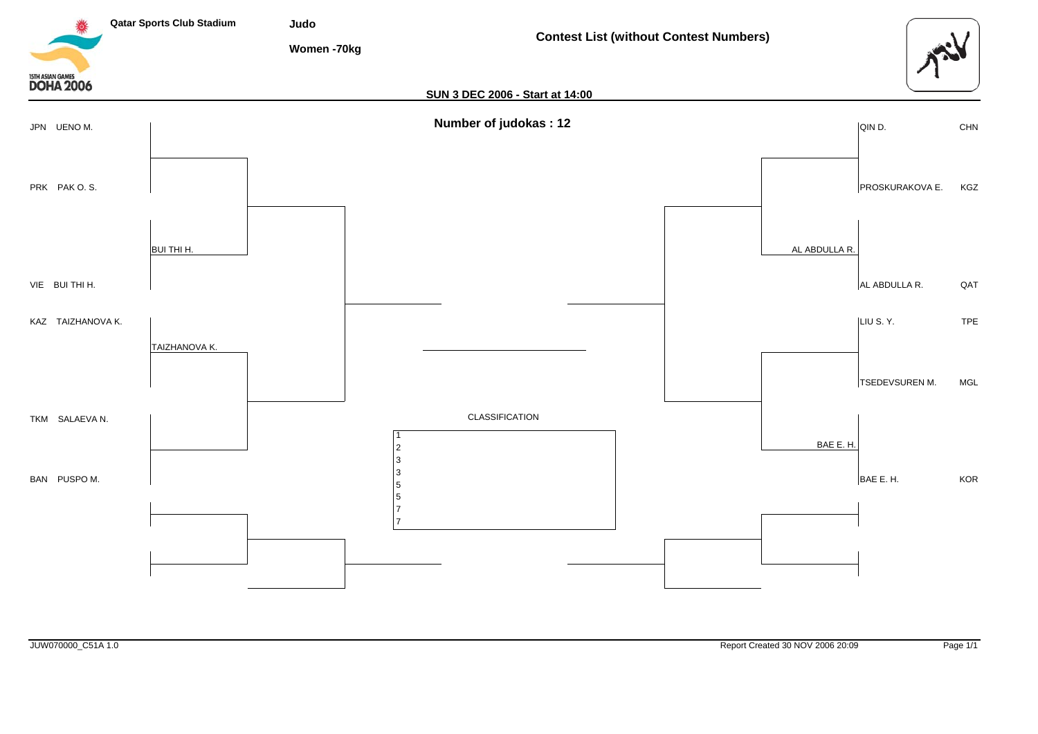Qatar Sports Club Stadium

**Judo**

**Women -70kg**

**Contest List (without Contest Numbers)**

**SUN 3 DEC 2006 - Start at 14:00**

**Number of judokas : 12**

| Country | Name | Round 1 winner |
|---|---|---|
| JPN | UENO M. | |
| PRK | PAK O. S. | |
| | | BUI THI H. |
| VIE | BUI THI H. | |
| KAZ | TAIZHANOVA K. | TAIZHANOVA K. |
| TKM | SALAEVA N. | |
| BAN | PUSPO M. | |

| Round 1 winner | Name | Country |
|---|---|---|
| | QIN D. | CHN |
| | PROSKURAKOVA E. | KGZ |
| AL ABDULLA R. | | |
| | AL ABDULLA R. | QAT |
| | LIU S. Y. | TPE |
| | TSEDEVSUREN M. | MGL |
| BAE E. H. | | |
| | BAE E. H. | KOR |

CLASSIFICATION

| Rank | Name |
|---|---|
| 1 | |
| 2 | |
| 3 | |
| 3 | |
| 5 | |
| 5 | |
| 7 | |
| 7 | |

JUW070000_C51A 1.0

Report Created 30 NOV 2006 20:09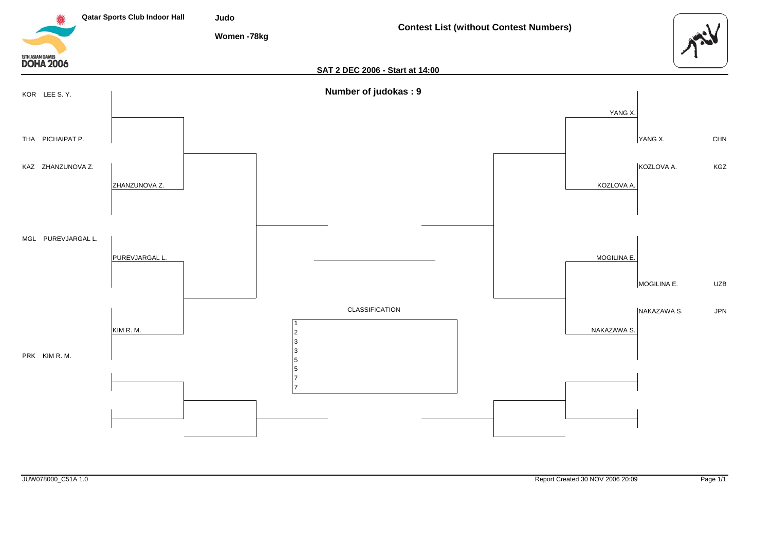Qatar Sports Club Indoor Hall

# Judo

## Women -78kg

## Contest List (without Contest Numbers)

**SAT 2 DEC 2006 - Start at 14:00**

**Number of judokas : 9**

### Left side

- KOR LEE S. Y.
- THA PICHAIPAT P.
- KAZ ZHANZUNOVA Z.
- MGL PUREVJARGAL L.
- PRK KIM R. M.

Second round:
- ZHANZUNOVA Z.
- PUREVJARGAL L.
- KIM R. M.

### Right side

Pool winners:
- YANG X.
- KOZLOVA A.
- MOGILINA E.
- NAKAZAWA S.

Entries:

| Name | Country |
|---|---|
| YANG X. | CHN |
| KOZLOVA A. | KGZ |
| MOGILINA E. | UZB |
| NAKAZAWA S. | JPN |

### CLASSIFICATION

| Rank | Name |
|---|---|
| 1 | |
| 2 | |
| 3 | |
| 3 | |
| 5 | |
| 5 | |
| 7 | |
| 7 | |

JUW078000_C51A 1.0

Report Created 30 NOV 2006 20:09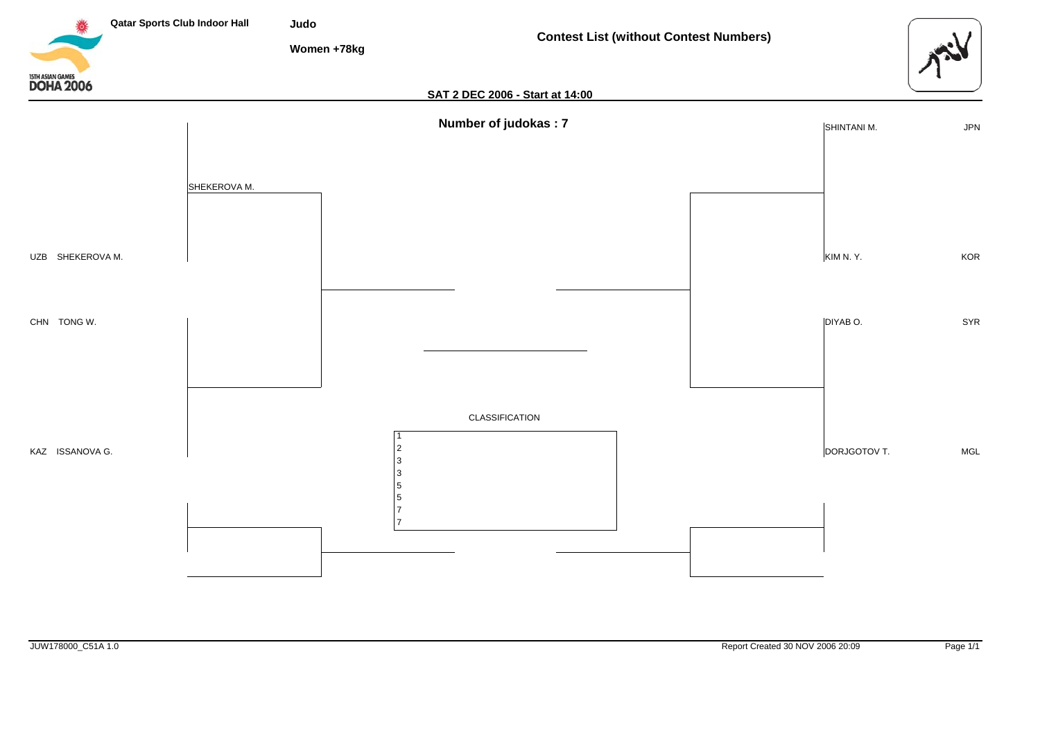Qatar Sports Club Indoor Hall

Judo

Women +78kg

# Contest List (without Contest Numbers)

**SAT 2 DEC 2006 - Start at 14:00**

**Number of judokas : 7**

SHEKEROVA M.

UZB SHEKEROVA M.

CHN TONG W.

KAZ ISSANOVA G.

SHINTANI M. JPN

KIM N. Y. KOR

DIYAB O. SYR

DORJGOTOV T. MGL

CLASSIFICATION

| | |
|---|---|
| 1 | |
| 2 | |
| 3 | |
| 3 | |
| 5 | |
| 5 | |
| 7 | |
| 7 | |

JUW178000_C51A 1.0

Report Created 30 NOV 2006 20:09